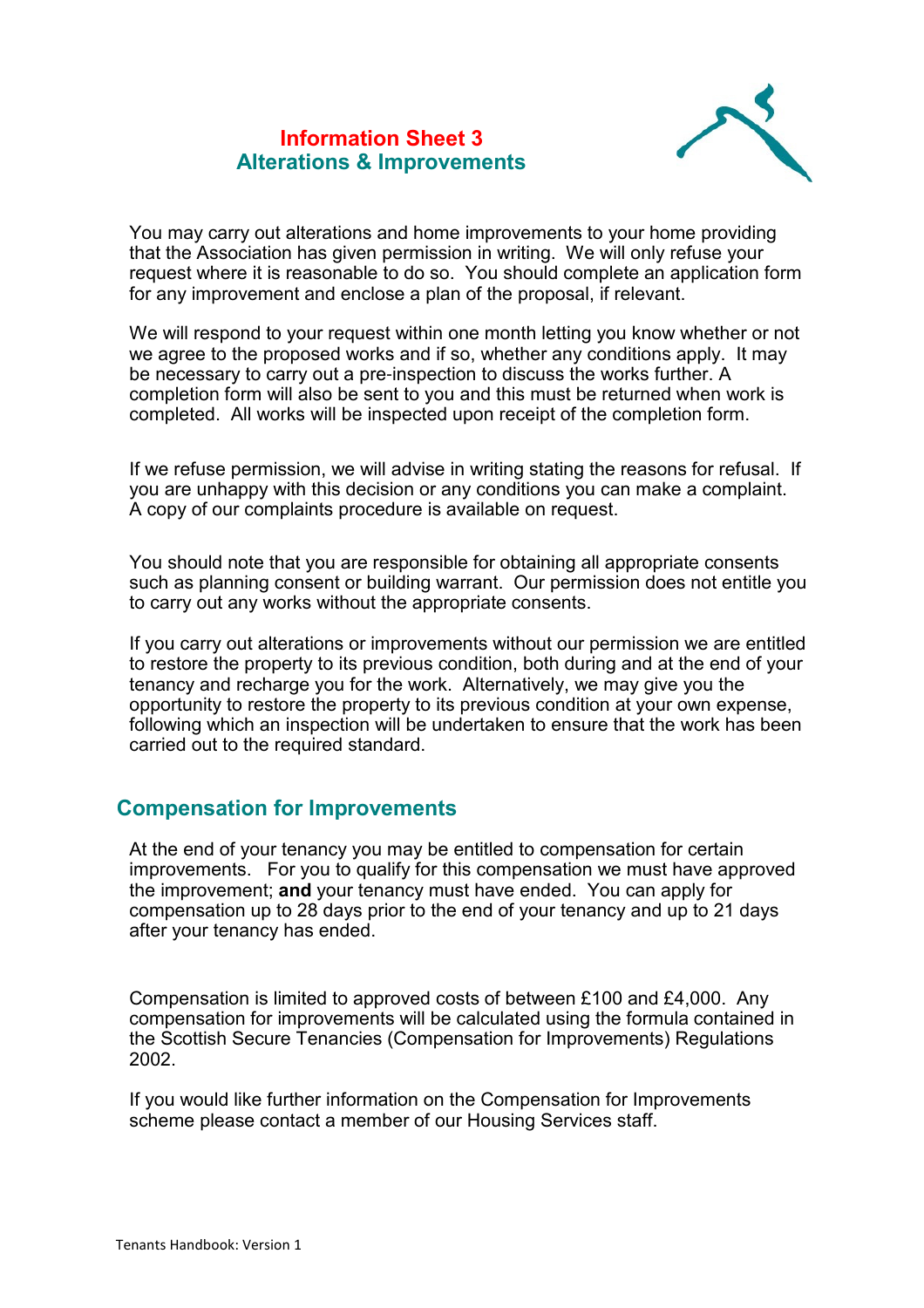# Information Sheet 3
## Alterations & Improvements

You may carry out alterations and home improvements to your home providing that the Association has given permission in writing. We will only refuse your request where it is reasonable to do so. You should complete an application form for any improvement and enclose a plan of the proposal, if relevant.

We will respond to your request within one month letting you know whether or not we agree to the proposed works and if so, whether any conditions apply. It may be necessary to carry out a pre-inspection to discuss the works further. A completion form will also be sent to you and this must be returned when work is completed. All works will be inspected upon receipt of the completion form.

If we refuse permission, we will advise in writing stating the reasons for refusal. If you are unhappy with this decision or any conditions you can make a complaint. A copy of our complaints procedure is available on request.

You should note that you are responsible for obtaining all appropriate consents such as planning consent or building warrant. Our permission does not entitle you to carry out any works without the appropriate consents.

If you carry out alterations or improvements without our permission we are entitled to restore the property to its previous condition, both during and at the end of your tenancy and recharge you for the work. Alternatively, we may give you the opportunity to restore the property to its previous condition at your own expense, following which an inspection will be undertaken to ensure that the work has been carried out to the required standard.

## Compensation for Improvements

At the end of your tenancy you may be entitled to compensation for certain improvements. For you to qualify for this compensation we must have approved the improvement; **and** your tenancy must have ended. You can apply for compensation up to 28 days prior to the end of your tenancy and up to 21 days after your tenancy has ended.

Compensation is limited to approved costs of between £100 and £4,000. Any compensation for improvements will be calculated using the formula contained in the Scottish Secure Tenancies (Compensation for Improvements) Regulations 2002.

If you would like further information on the Compensation for Improvements scheme please contact a member of our Housing Services staff.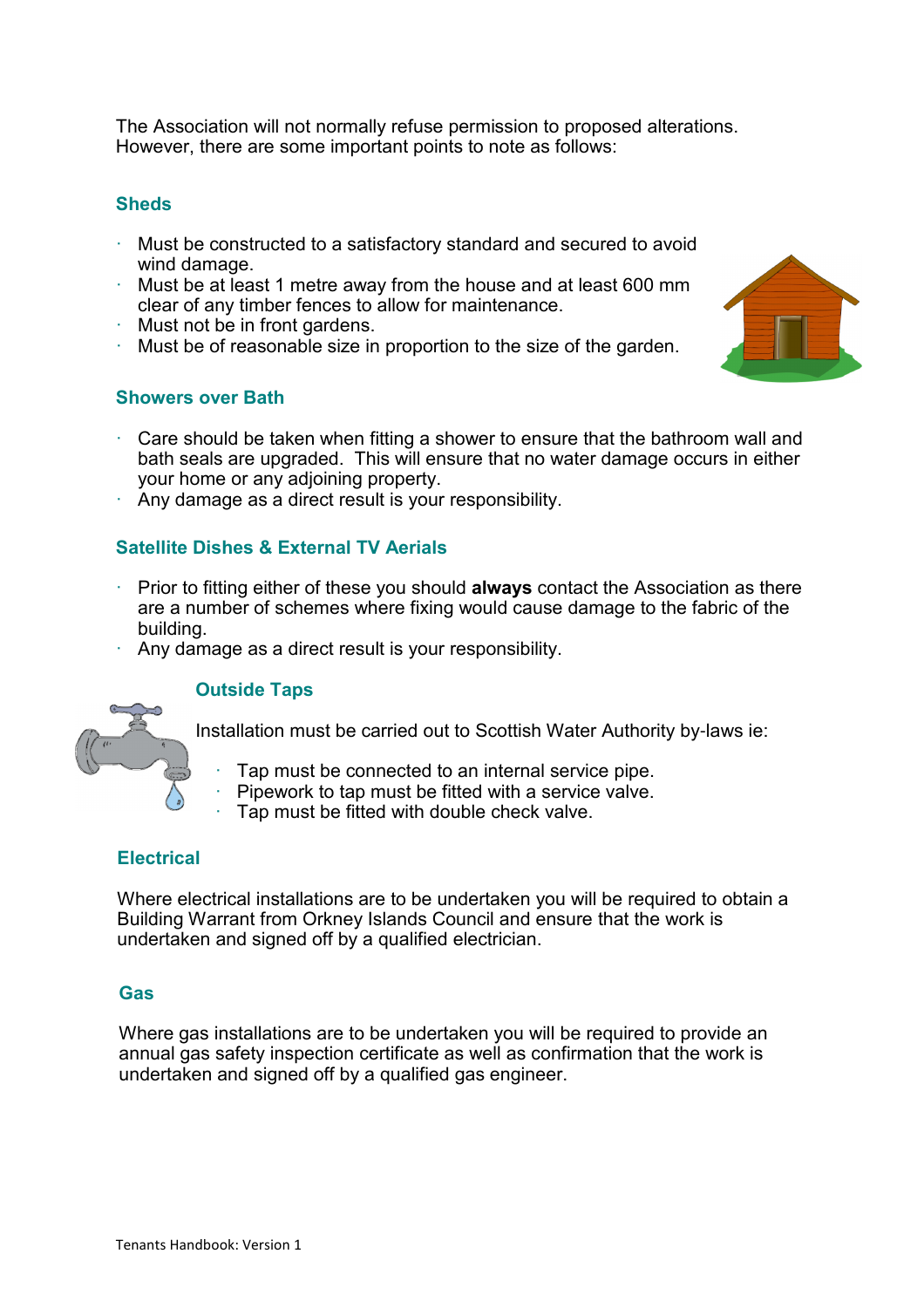The Association will not normally refuse permission to proposed alterations. However, there are some important points to note as follows:

## Sheds

- Must be constructed to a satisfactory standard and secured to avoid wind damage.
- Must be at least 1 metre away from the house and at least 600 mm clear of any timber fences to allow for maintenance.
- Must not be in front gardens.
- Must be of reasonable size in proportion to the size of the garden.

## Showers over Bath

- Care should be taken when fitting a shower to ensure that the bathroom wall and bath seals are upgraded. This will ensure that no water damage occurs in either your home or any adjoining property.
- Any damage as a direct result is your responsibility.

## Satellite Dishes & External TV Aerials

- Prior to fitting either of these you should **always** contact the Association as there are a number of schemes where fixing would cause damage to the fabric of the building.
- Any damage as a direct result is your responsibility.

## Outside Taps

Installation must be carried out to Scottish Water Authority by-laws ie:

- Tap must be connected to an internal service pipe.
- Pipework to tap must be fitted with a service valve.
- Tap must be fitted with double check valve.

## Electrical

Where electrical installations are to be undertaken you will be required to obtain a Building Warrant from Orkney Islands Council and ensure that the work is undertaken and signed off by a qualified electrician.

## Gas

Where gas installations are to be undertaken you will be required to provide an annual gas safety inspection certificate as well as confirmation that the work is undertaken and signed off by a qualified gas engineer.